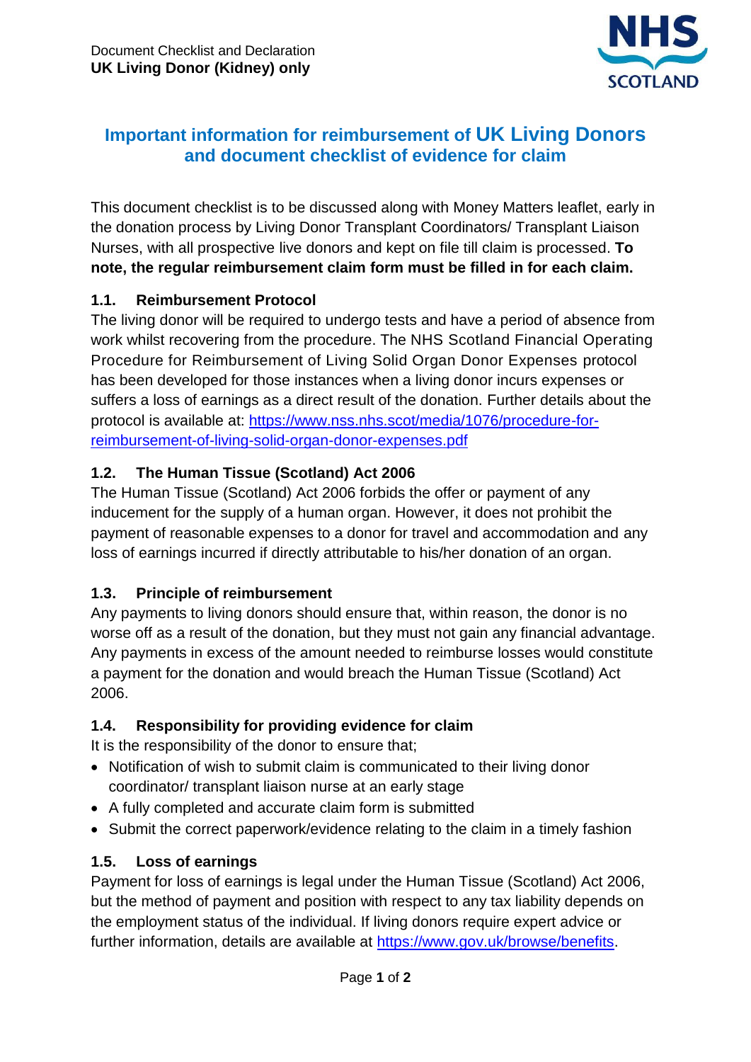Document Checklist and Declaration
**UK Living Donor (Kidney) only**

# Important information for reimbursement of UK Living Donors and document checklist of evidence for claim

This document checklist is to be discussed along with Money Matters leaflet, early in the donation process by Living Donor Transplant Coordinators/ Transplant Liaison Nurses, with all prospective live donors and kept on file till claim is processed. **To note, the regular reimbursement claim form must be filled in for each claim.**

### 1.1. Reimbursement Protocol

The living donor will be required to undergo tests and have a period of absence from work whilst recovering from the procedure. The NHS Scotland Financial Operating Procedure for Reimbursement of Living Solid Organ Donor Expenses protocol has been developed for those instances when a living donor incurs expenses or suffers a loss of earnings as a direct result of the donation. Further details about the protocol is available at: [https://www.nss.nhs.scot/media/1076/procedure-for-reimbursement-of-living-solid-organ-donor-expenses.pdf](https://www.nss.nhs.scot/media/1076/procedure-for-reimbursement-of-living-solid-organ-donor-expenses.pdf)

### 1.2. The Human Tissue (Scotland) Act 2006

The Human Tissue (Scotland) Act 2006 forbids the offer or payment of any inducement for the supply of a human organ. However, it does not prohibit the payment of reasonable expenses to a donor for travel and accommodation and any loss of earnings incurred if directly attributable to his/her donation of an organ.

### 1.3. Principle of reimbursement

Any payments to living donors should ensure that, within reason, the donor is no worse off as a result of the donation, but they must not gain any financial advantage. Any payments in excess of the amount needed to reimburse losses would constitute a payment for the donation and would breach the Human Tissue (Scotland) Act 2006.

### 1.4. Responsibility for providing evidence for claim

It is the responsibility of the donor to ensure that;

- Notification of wish to submit claim is communicated to their living donor coordinator/ transplant liaison nurse at an early stage
- A fully completed and accurate claim form is submitted
- Submit the correct paperwork/evidence relating to the claim in a timely fashion

### 1.5. Loss of earnings

Payment for loss of earnings is legal under the Human Tissue (Scotland) Act 2006, but the method of payment and position with respect to any tax liability depends on the employment status of the individual. If living donors require expert advice or further information, details are available at [https://www.gov.uk/browse/benefits](https://www.gov.uk/browse/benefits).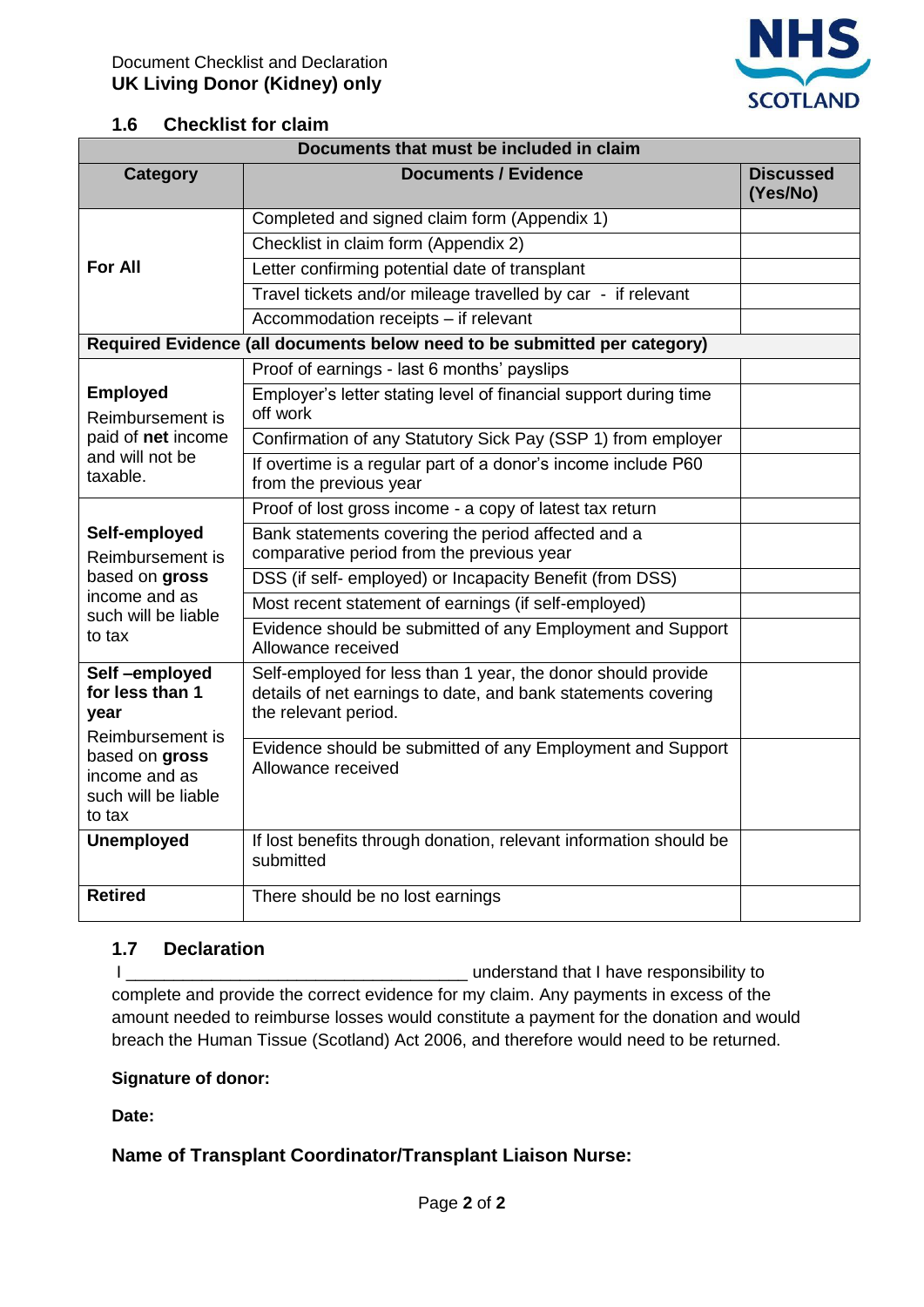Document Checklist and Declaration
**UK Living Donor (Kidney) only**

NHS SCOTLAND

### 1.6 Checklist for claim

| Documents that must be included in claim | | |
|---|---|---|
| **Category** | **Documents / Evidence** | **Discussed (Yes/No)** |
| **For All** | Completed and signed claim form (Appendix 1) | |
| | Checklist in claim form (Appendix 2) | |
| | Letter confirming potential date of transplant | |
| | Travel tickets and/or mileage travelled by car - if relevant | |
| | Accommodation receipts – if relevant | |
| **Required Evidence (all documents below need to be submitted per category)** | | |
| **Employed** Reimbursement is paid of **net** income and will not be taxable. | Proof of earnings - last 6 months' payslips | |
| | Employer's letter stating level of financial support during time off work | |
| | Confirmation of any Statutory Sick Pay (SSP 1) from employer | |
| | If overtime is a regular part of a donor's income include P60 from the previous year | |
| **Self-employed** Reimbursement is based on **gross** income and as such will be liable to tax | Proof of lost gross income - a copy of latest tax return | |
| | Bank statements covering the period affected and a comparative period from the previous year | |
| | DSS (if self- employed) or Incapacity Benefit (from DSS) | |
| | Most recent statement of earnings (if self-employed) | |
| | Evidence should be submitted of any Employment and Support Allowance received | |
| **Self –employed for less than 1 year** Reimbursement is based on **gross** income and as such will be liable to tax | Self-employed for less than 1 year, the donor should provide details of net earnings to date, and bank statements covering the relevant period. | |
| | Evidence should be submitted of any Employment and Support Allowance received | |
| **Unemployed** | If lost benefits through donation, relevant information should be submitted | |
| **Retired** | There should be no lost earnings | |

### 1.7 Declaration

I ____________________________________ understand that I have responsibility to complete and provide the correct evidence for my claim. Any payments in excess of the amount needed to reimburse losses would constitute a payment for the donation and would breach the Human Tissue (Scotland) Act 2006, and therefore would need to be returned.

**Signature of donor:**

**Date:**

**Name of Transplant Coordinator/Transplant Liaison Nurse:**